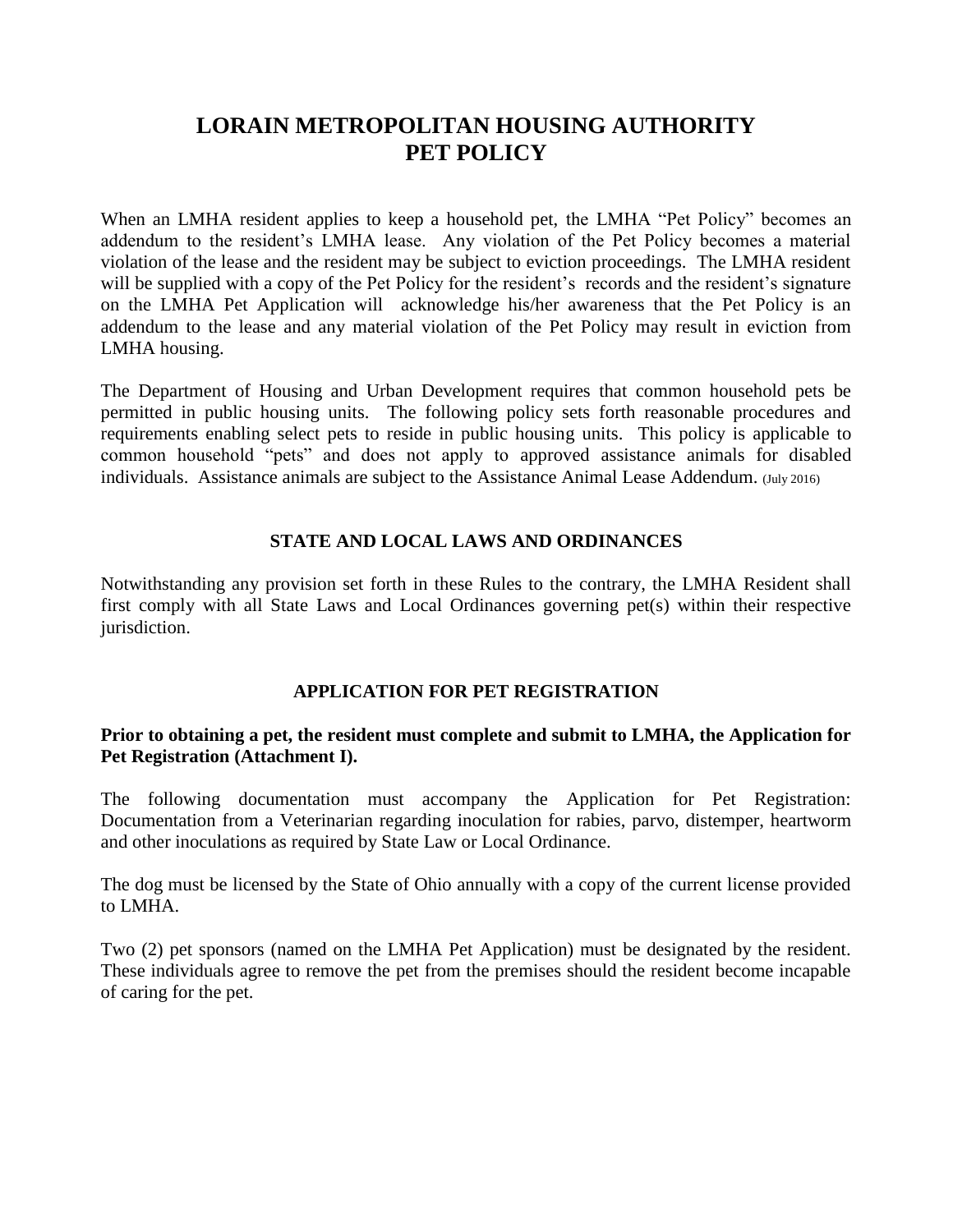# LORAIN METROPOLITAN HOUSING AUTHORITY
# PET POLICY

When an LMHA resident applies to keep a household pet, the LMHA "Pet Policy" becomes an addendum to the resident's LMHA lease. Any violation of the Pet Policy becomes a material violation of the lease and the resident may be subject to eviction proceedings. The LMHA resident will be supplied with a copy of the Pet Policy for the resident's records and the resident's signature on the LMHA Pet Application will acknowledge his/her awareness that the Pet Policy is an addendum to the lease and any material violation of the Pet Policy may result in eviction from LMHA housing.

The Department of Housing and Urban Development requires that common household pets be permitted in public housing units. The following policy sets forth reasonable procedures and requirements enabling select pets to reside in public housing units. This policy is applicable to common household "pets" and does not apply to approved assistance animals for disabled individuals. Assistance animals are subject to the Assistance Animal Lease Addendum. (July 2016)

## STATE AND LOCAL LAWS AND ORDINANCES

Notwithstanding any provision set forth in these Rules to the contrary, the LMHA Resident shall first comply with all State Laws and Local Ordinances governing pet(s) within their respective jurisdiction.

## APPLICATION FOR PET REGISTRATION

**Prior to obtaining a pet, the resident must complete and submit to LMHA, the Application for Pet Registration (Attachment I).**

The following documentation must accompany the Application for Pet Registration: Documentation from a Veterinarian regarding inoculation for rabies, parvo, distemper, heartworm and other inoculations as required by State Law or Local Ordinance.

The dog must be licensed by the State of Ohio annually with a copy of the current license provided to LMHA.

Two (2) pet sponsors (named on the LMHA Pet Application) must be designated by the resident. These individuals agree to remove the pet from the premises should the resident become incapable of caring for the pet.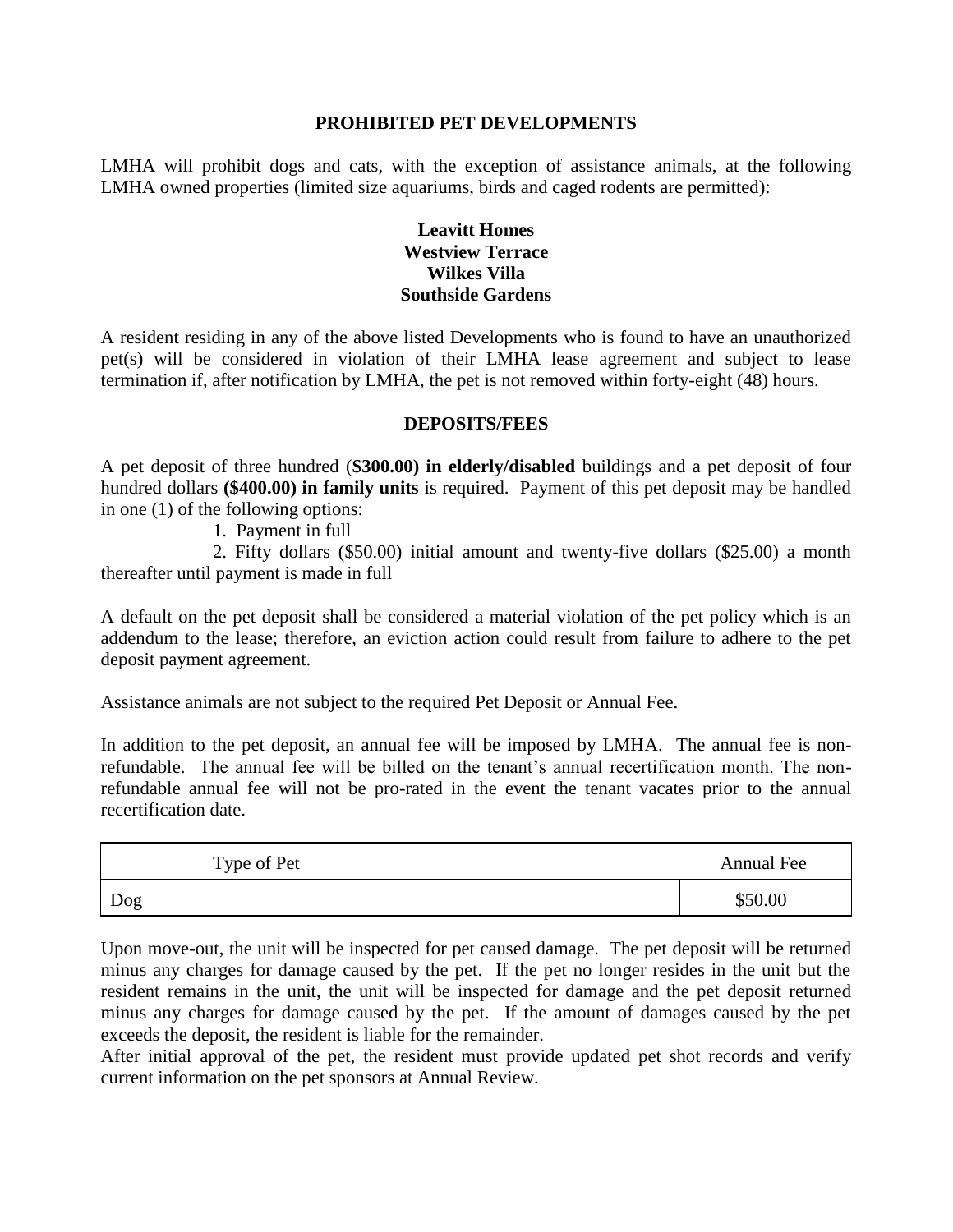## PROHIBITED PET DEVELOPMENTS

LMHA will prohibit dogs and cats, with the exception of assistance animals, at the following LMHA owned properties (limited size aquariums, birds and caged rodents are permitted):

**Leavitt Homes**
**Westview Terrace**
**Wilkes Villa**
**Southside Gardens**

A resident residing in any of the above listed Developments who is found to have an unauthorized pet(s) will be considered in violation of their LMHA lease agreement and subject to lease termination if, after notification by LMHA, the pet is not removed within forty-eight (48) hours.

## DEPOSITS/FEES

A pet deposit of three hundred (**$300.00) in elderly/disabled** buildings and a pet deposit of four hundred dollars **($400.00) in family units** is required. Payment of this pet deposit may be handled in one (1) of the following options:

1. Payment in full
2. Fifty dollars ($50.00) initial amount and twenty-five dollars ($25.00) a month thereafter until payment is made in full

A default on the pet deposit shall be considered a material violation of the pet policy which is an addendum to the lease; therefore, an eviction action could result from failure to adhere to the pet deposit payment agreement.

Assistance animals are not subject to the required Pet Deposit or Annual Fee.

In addition to the pet deposit, an annual fee will be imposed by LMHA. The annual fee is non-refundable. The annual fee will be billed on the tenant's annual recertification month. The non-refundable annual fee will not be pro-rated in the event the tenant vacates prior to the annual recertification date.

| Type of Pet | Annual Fee |
| --- | --- |
| Dog | $50.00 |

Upon move-out, the unit will be inspected for pet caused damage. The pet deposit will be returned minus any charges for damage caused by the pet. If the pet no longer resides in the unit but the resident remains in the unit, the unit will be inspected for damage and the pet deposit returned minus any charges for damage caused by the pet. If the amount of damages caused by the pet exceeds the deposit, the resident is liable for the remainder.

After initial approval of the pet, the resident must provide updated pet shot records and verify current information on the pet sponsors at Annual Review.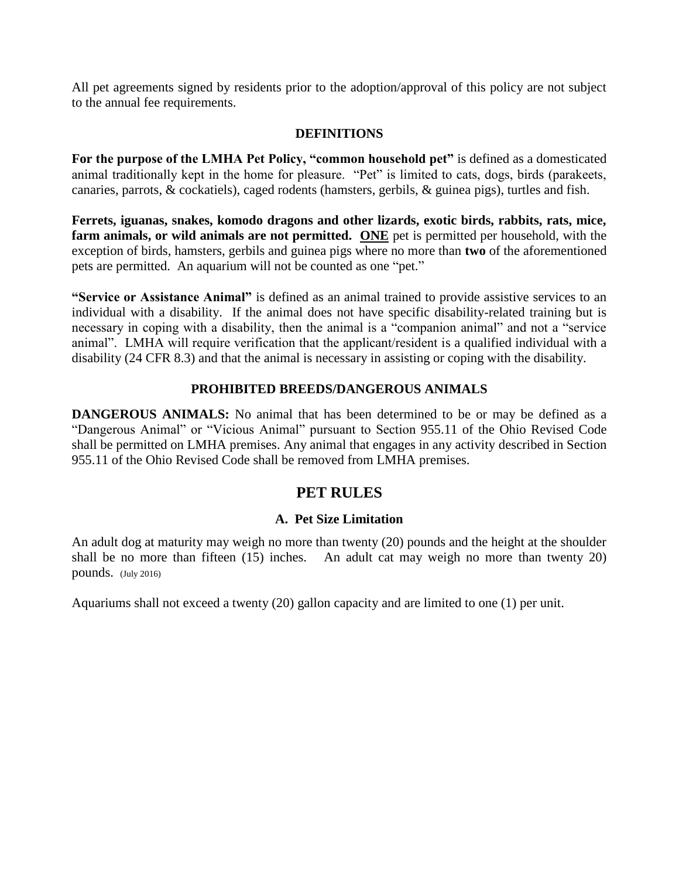All pet agreements signed by residents prior to the adoption/approval of this policy are not subject to the annual fee requirements.

### DEFINITIONS

**For the purpose of the LMHA Pet Policy, "common household pet"** is defined as a domesticated animal traditionally kept in the home for pleasure. "Pet" is limited to cats, dogs, birds (parakeets, canaries, parrots, & cockatiels), caged rodents (hamsters, gerbils, & guinea pigs), turtles and fish.

**Ferrets, iguanas, snakes, komodo dragons and other lizards, exotic birds, rabbits, rats, mice, farm animals, or wild animals are not permitted.** **ONE** pet is permitted per household, with the exception of birds, hamsters, gerbils and guinea pigs where no more than **two** of the aforementioned pets are permitted. An aquarium will not be counted as one "pet."

**"Service or Assistance Animal"** is defined as an animal trained to provide assistive services to an individual with a disability. If the animal does not have specific disability-related training but is necessary in coping with a disability, then the animal is a "companion animal" and not a "service animal". LMHA will require verification that the applicant/resident is a qualified individual with a disability (24 CFR 8.3) and that the animal is necessary in assisting or coping with the disability.

### PROHIBITED BREEDS/DANGEROUS ANIMALS

**DANGEROUS ANIMALS:** No animal that has been determined to be or may be defined as a "Dangerous Animal" or "Vicious Animal" pursuant to Section 955.11 of the Ohio Revised Code shall be permitted on LMHA premises. Any animal that engages in any activity described in Section 955.11 of the Ohio Revised Code shall be removed from LMHA premises.

## PET RULES

### A. Pet Size Limitation

An adult dog at maturity may weigh no more than twenty (20) pounds and the height at the shoulder shall be no more than fifteen (15) inches. An adult cat may weigh no more than twenty 20) pounds. (July 2016)

Aquariums shall not exceed a twenty (20) gallon capacity and are limited to one (1) per unit.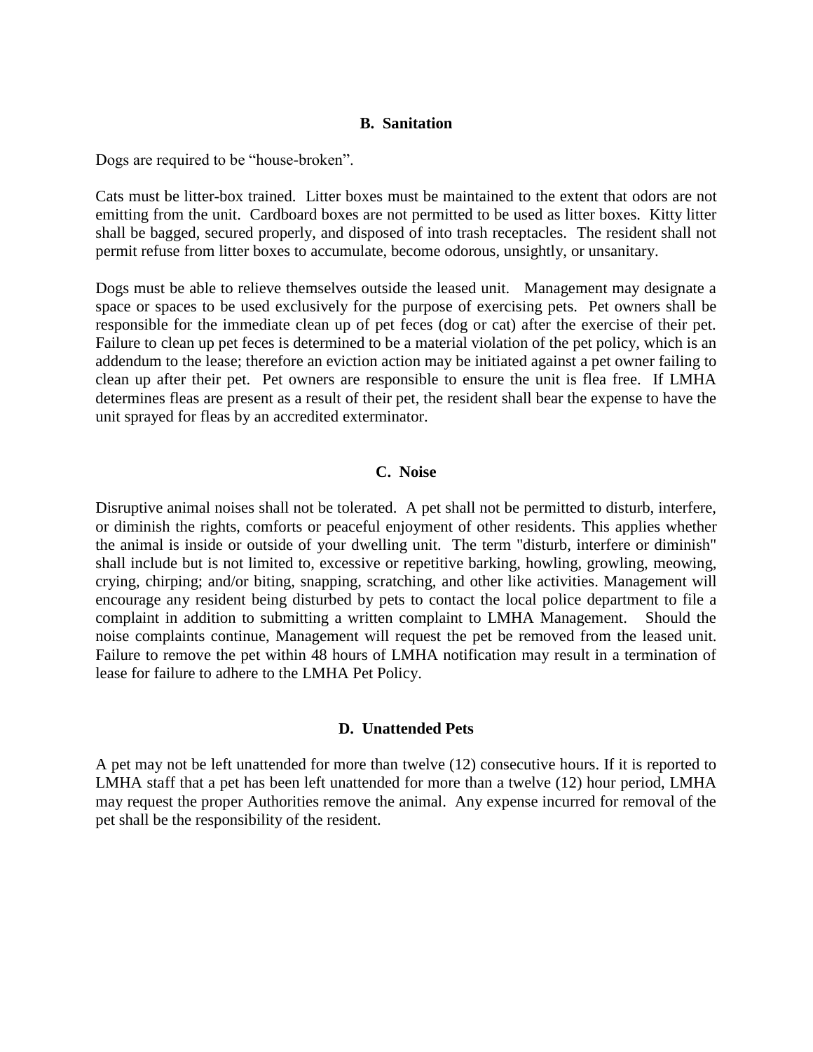### B. Sanitation

Dogs are required to be "house-broken".

Cats must be litter-box trained. Litter boxes must be maintained to the extent that odors are not emitting from the unit. Cardboard boxes are not permitted to be used as litter boxes. Kitty litter shall be bagged, secured properly, and disposed of into trash receptacles. The resident shall not permit refuse from litter boxes to accumulate, become odorous, unsightly, or unsanitary.

Dogs must be able to relieve themselves outside the leased unit. Management may designate a space or spaces to be used exclusively for the purpose of exercising pets. Pet owners shall be responsible for the immediate clean up of pet feces (dog or cat) after the exercise of their pet. Failure to clean up pet feces is determined to be a material violation of the pet policy, which is an addendum to the lease; therefore an eviction action may be initiated against a pet owner failing to clean up after their pet. Pet owners are responsible to ensure the unit is flea free. If LMHA determines fleas are present as a result of their pet, the resident shall bear the expense to have the unit sprayed for fleas by an accredited exterminator.

### C. Noise

Disruptive animal noises shall not be tolerated. A pet shall not be permitted to disturb, interfere, or diminish the rights, comforts or peaceful enjoyment of other residents. This applies whether the animal is inside or outside of your dwelling unit. The term "disturb, interfere or diminish" shall include but is not limited to, excessive or repetitive barking, howling, growling, meowing, crying, chirping; and/or biting, snapping, scratching, and other like activities. Management will encourage any resident being disturbed by pets to contact the local police department to file a complaint in addition to submitting a written complaint to LMHA Management. Should the noise complaints continue, Management will request the pet be removed from the leased unit. Failure to remove the pet within 48 hours of LMHA notification may result in a termination of lease for failure to adhere to the LMHA Pet Policy.

### D. Unattended Pets

A pet may not be left unattended for more than twelve (12) consecutive hours. If it is reported to LMHA staff that a pet has been left unattended for more than a twelve (12) hour period, LMHA may request the proper Authorities remove the animal. Any expense incurred for removal of the pet shall be the responsibility of the resident.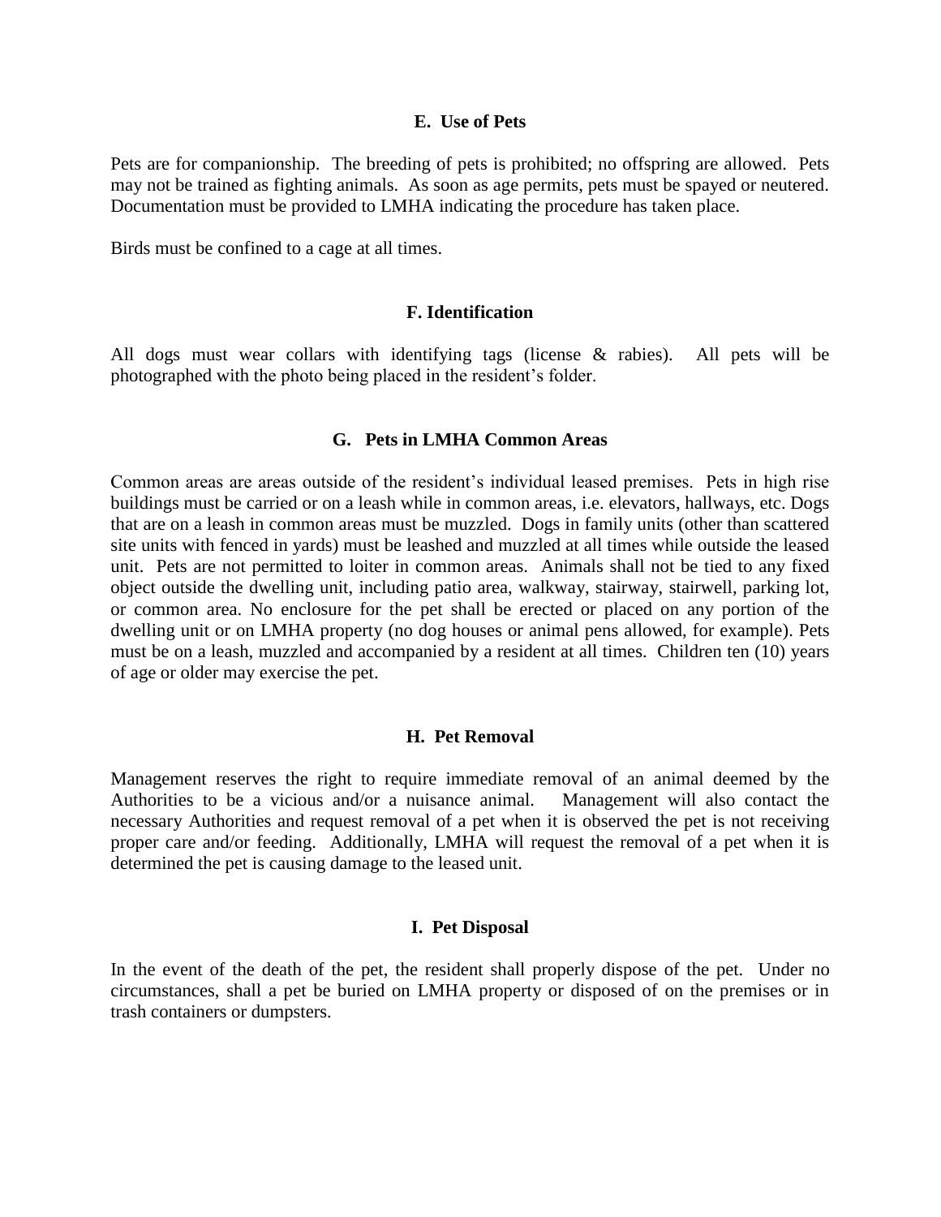### E. Use of Pets

Pets are for companionship. The breeding of pets is prohibited; no offspring are allowed. Pets may not be trained as fighting animals. As soon as age permits, pets must be spayed or neutered. Documentation must be provided to LMHA indicating the procedure has taken place.

Birds must be confined to a cage at all times.

### F. Identification

All dogs must wear collars with identifying tags (license & rabies). All pets will be photographed with the photo being placed in the resident's folder.

### G. Pets in LMHA Common Areas

Common areas are areas outside of the resident's individual leased premises. Pets in high rise buildings must be carried or on a leash while in common areas, i.e. elevators, hallways, etc. Dogs that are on a leash in common areas must be muzzled. Dogs in family units (other than scattered site units with fenced in yards) must be leashed and muzzled at all times while outside the leased unit. Pets are not permitted to loiter in common areas. Animals shall not be tied to any fixed object outside the dwelling unit, including patio area, walkway, stairway, stairwell, parking lot, or common area. No enclosure for the pet shall be erected or placed on any portion of the dwelling unit or on LMHA property (no dog houses or animal pens allowed, for example). Pets must be on a leash, muzzled and accompanied by a resident at all times. Children ten (10) years of age or older may exercise the pet.

### H. Pet Removal

Management reserves the right to require immediate removal of an animal deemed by the Authorities to be a vicious and/or a nuisance animal. Management will also contact the necessary Authorities and request removal of a pet when it is observed the pet is not receiving proper care and/or feeding. Additionally, LMHA will request the removal of a pet when it is determined the pet is causing damage to the leased unit.

### I. Pet Disposal

In the event of the death of the pet, the resident shall properly dispose of the pet. Under no circumstances, shall a pet be buried on LMHA property or disposed of on the premises or in trash containers or dumpsters.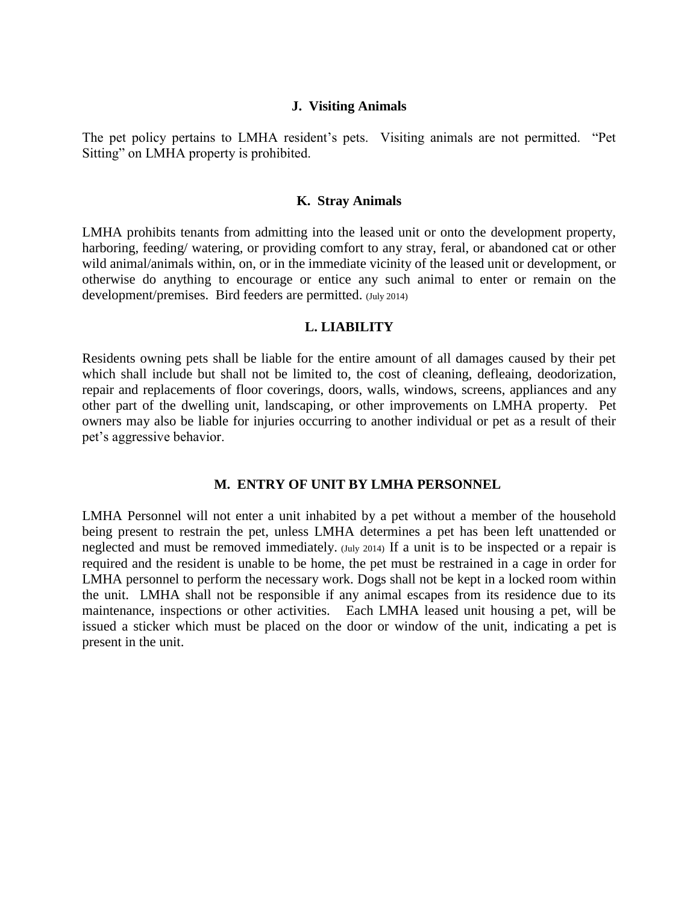### J. Visiting Animals

The pet policy pertains to LMHA resident's pets. Visiting animals are not permitted. "Pet Sitting" on LMHA property is prohibited.

### K. Stray Animals

LMHA prohibits tenants from admitting into the leased unit or onto the development property, harboring, feeding/ watering, or providing comfort to any stray, feral, or abandoned cat or other wild animal/animals within, on, or in the immediate vicinity of the leased unit or development, or otherwise do anything to encourage or entice any such animal to enter or remain on the development/premises. Bird feeders are permitted. (July 2014)

### L. LIABILITY

Residents owning pets shall be liable for the entire amount of all damages caused by their pet which shall include but shall not be limited to, the cost of cleaning, defleaing, deodorization, repair and replacements of floor coverings, doors, walls, windows, screens, appliances and any other part of the dwelling unit, landscaping, or other improvements on LMHA property. Pet owners may also be liable for injuries occurring to another individual or pet as a result of their pet's aggressive behavior.

### M. ENTRY OF UNIT BY LMHA PERSONNEL

LMHA Personnel will not enter a unit inhabited by a pet without a member of the household being present to restrain the pet, unless LMHA determines a pet has been left unattended or neglected and must be removed immediately. (July 2014) If a unit is to be inspected or a repair is required and the resident is unable to be home, the pet must be restrained in a cage in order for LMHA personnel to perform the necessary work. Dogs shall not be kept in a locked room within the unit. LMHA shall not be responsible if any animal escapes from its residence due to its maintenance, inspections or other activities. Each LMHA leased unit housing a pet, will be issued a sticker which must be placed on the door or window of the unit, indicating a pet is present in the unit.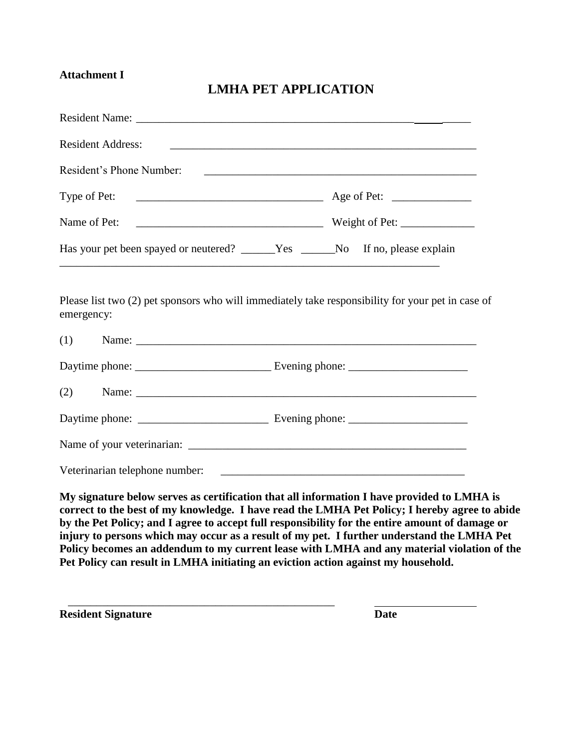**Attachment I**

# LMHA PET APPLICATION

Resident Name: ______________________________________________________________

Resident Address: ______________________________________________________________

Resident's Phone Number: ______________________________________________________

Type of Pet: ________________________________ Age of Pet: ______________

Name of Pet: ________________________________ Weight of Pet: _____________

Has your pet been spayed or neutered? ______Yes ______No If no, please explain
_______________________________________________________________________

Please list two (2) pet sponsors who will immediately take responsibility for your pet in case of emergency:

(1) Name: ______________________________________________________________

Daytime phone: ________________________ Evening phone: _____________________

(2) Name: ______________________________________________________________

Daytime phone: _______________________ Evening phone: _____________________

Name of your veterinarian: ____________________________________________________

Veterinarian telephone number: ____________________________________________

**My signature below serves as certification that all information I have provided to LMHA is correct to the best of my knowledge. I have read the LMHA Pet Policy; I hereby agree to abide by the Pet Policy; and I agree to accept full responsibility for the entire amount of damage or injury to persons which may occur as a result of my pet. I further understand the LMHA Pet Policy becomes an addendum to my current lease with LMHA and any material violation of the Pet Policy can result in LMHA initiating an eviction action against my household.**

_________________________________________________ __________________

**Resident Signature** **Date**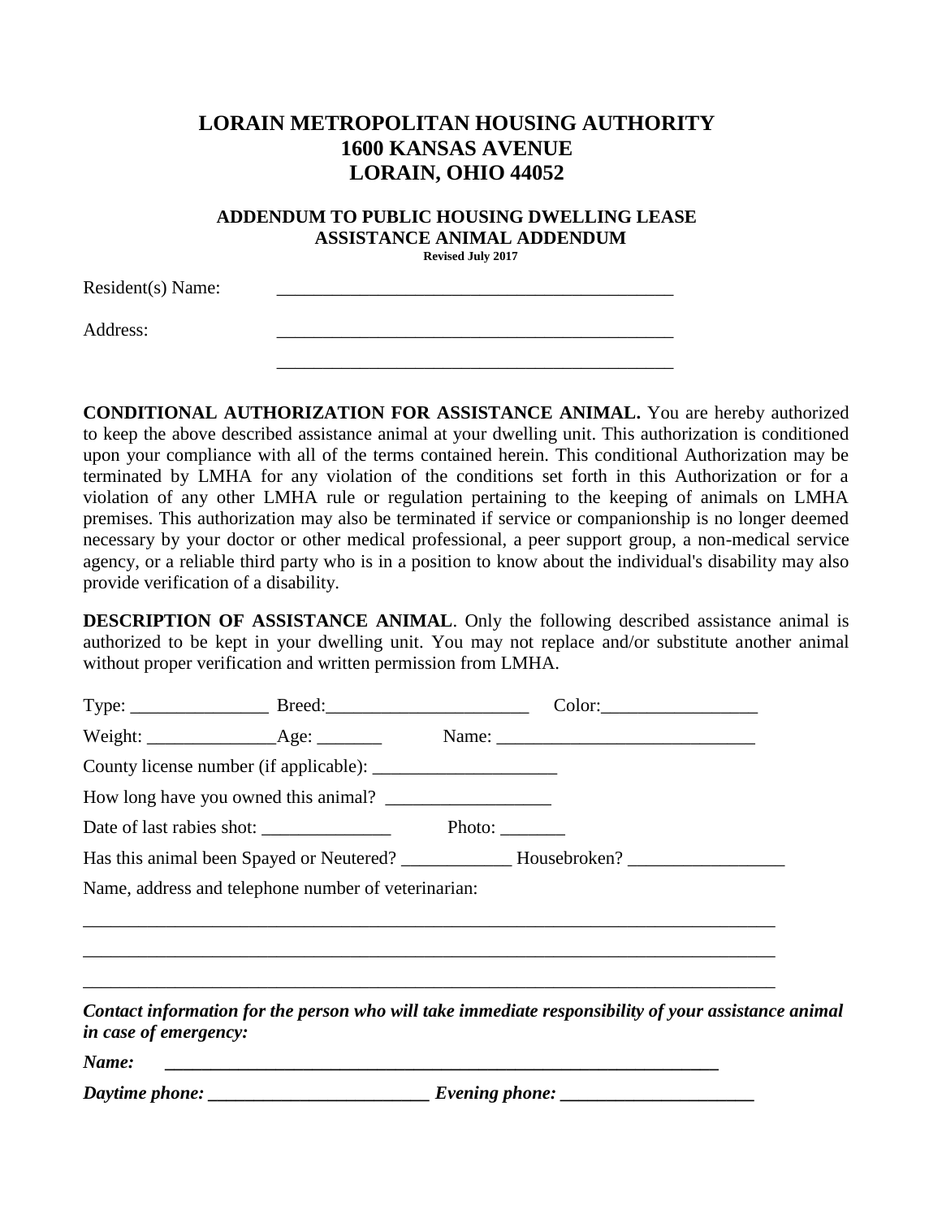# LORAIN METROPOLITAN HOUSING AUTHORITY
# 1600 KANSAS AVENUE
# LORAIN, OHIO 44052

## ADDENDUM TO PUBLIC HOUSING DWELLING LEASE
## ASSISTANCE ANIMAL ADDENDUM

**Revised July 2017**

Resident(s) Name: ____________________________________________

Address: ____________________________________________

____________________________________________

**CONDITIONAL AUTHORIZATION FOR ASSISTANCE ANIMAL.** You are hereby authorized to keep the above described assistance animal at your dwelling unit. This authorization is conditioned upon your compliance with all of the terms contained herein. This conditional Authorization may be terminated by LMHA for any violation of the conditions set forth in this Authorization or for a violation of any other LMHA rule or regulation pertaining to the keeping of animals on LMHA premises. This authorization may also be terminated if service or companionship is no longer deemed necessary by your doctor or other medical professional, a peer support group, a non-medical service agency, or a reliable third party who is in a position to know about the individual's disability may also provide verification of a disability.

**DESCRIPTION OF ASSISTANCE ANIMAL**. Only the following described assistance animal is authorized to be kept in your dwelling unit. You may not replace and/or substitute another animal without proper verification and written permission from LMHA.

Type: _______________ Breed:______________________ Color:_________________

Weight: ______________Age: _______ Name: ____________________________

County license number (if applicable): ____________________

How long have you owned this animal? __________________

Date of last rabies shot: ______________ Photo: _______

Has this animal been Spayed or Neutered? ____________ Housebroken? _________________

Name, address and telephone number of veterinarian:

______________________________________________________________________________

______________________________________________________________________________

______________________________________________________________________________

***Contact information for the person who will take immediate responsibility of your assistance animal in case of emergency:***

***Name:*** ______________________________________________________________

***Daytime phone:*** ________________________ ***Evening phone:*** _____________________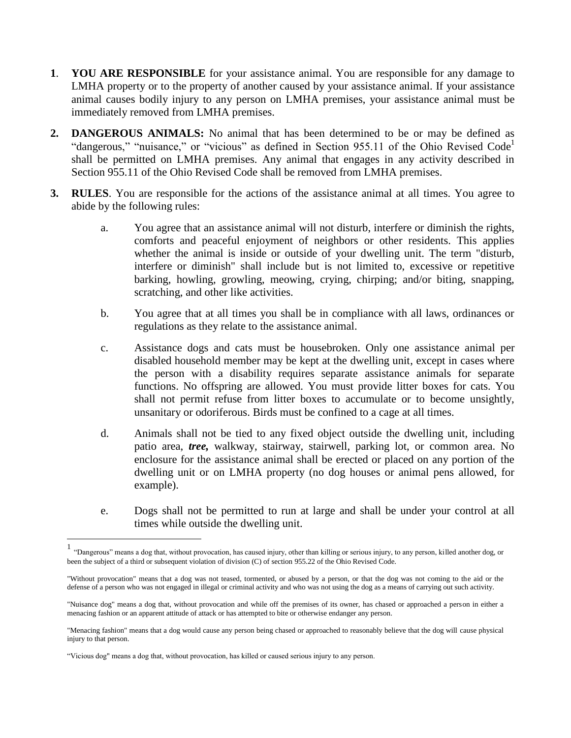1. **YOU ARE RESPONSIBLE** for your assistance animal. You are responsible for any damage to LMHA property or to the property of another caused by your assistance animal. If your assistance animal causes bodily injury to any person on LMHA premises, your assistance animal must be immediately removed from LMHA premises.

2. **DANGEROUS ANIMALS:** No animal that has been determined to be or may be defined as "dangerous," "nuisance," or "vicious" as defined in Section 955.11 of the Ohio Revised Code[1] shall be permitted on LMHA premises. Any animal that engages in any activity described in Section 955.11 of the Ohio Revised Code shall be removed from LMHA premises.

3. **RULES**. You are responsible for the actions of the assistance animal at all times. You agree to abide by the following rules:

   a. You agree that an assistance animal will not disturb, interfere or diminish the rights, comforts and peaceful enjoyment of neighbors or other residents. This applies whether the animal is inside or outside of your dwelling unit. The term "disturb, interfere or diminish" shall include but is not limited to, excessive or repetitive barking, howling, growling, meowing, crying, chirping; and/or biting, snapping, scratching, and other like activities.

   b. You agree that at all times you shall be in compliance with all laws, ordinances or regulations as they relate to the assistance animal.

   c. Assistance dogs and cats must be housebroken. Only one assistance animal per disabled household member may be kept at the dwelling unit, except in cases where the person with a disability requires separate assistance animals for separate functions. No offspring are allowed. You must provide litter boxes for cats. You shall not permit refuse from litter boxes to accumulate or to become unsightly, unsanitary or odoriferous. Birds must be confined to a cage at all times.

   d. Animals shall not be tied to any fixed object outside the dwelling unit, including patio area, ***tree,*** walkway, stairway, stairwell, parking lot, or common area. No enclosure for the assistance animal shall be erected or placed on any portion of the dwelling unit or on LMHA property (no dog houses or animal pens allowed, for example).

   e. Dogs shall not be permitted to run at large and shall be under your control at all times while outside the dwelling unit.

---

[1] "Dangerous" means a dog that, without provocation, has caused injury, other than killing or serious injury, to any person, killed another dog, or been the subject of a third or subsequent violation of division (C) of section 955.22 of the Ohio Revised Code.

"Without provocation" means that a dog was not teased, tormented, or abused by a person, or that the dog was not coming to the aid or the defense of a person who was not engaged in illegal or criminal activity and who was not using the dog as a means of carrying out such activity.

"Nuisance dog" means a dog that, without provocation and while off the premises of its owner, has chased or approached a person in either a menacing fashion or an apparent attitude of attack or has attempted to bite or otherwise endanger any person.

"Menacing fashion" means that a dog would cause any person being chased or approached to reasonably believe that the dog will cause physical injury to that person.

"Vicious dog" means a dog that, without provocation, has killed or caused serious injury to any person.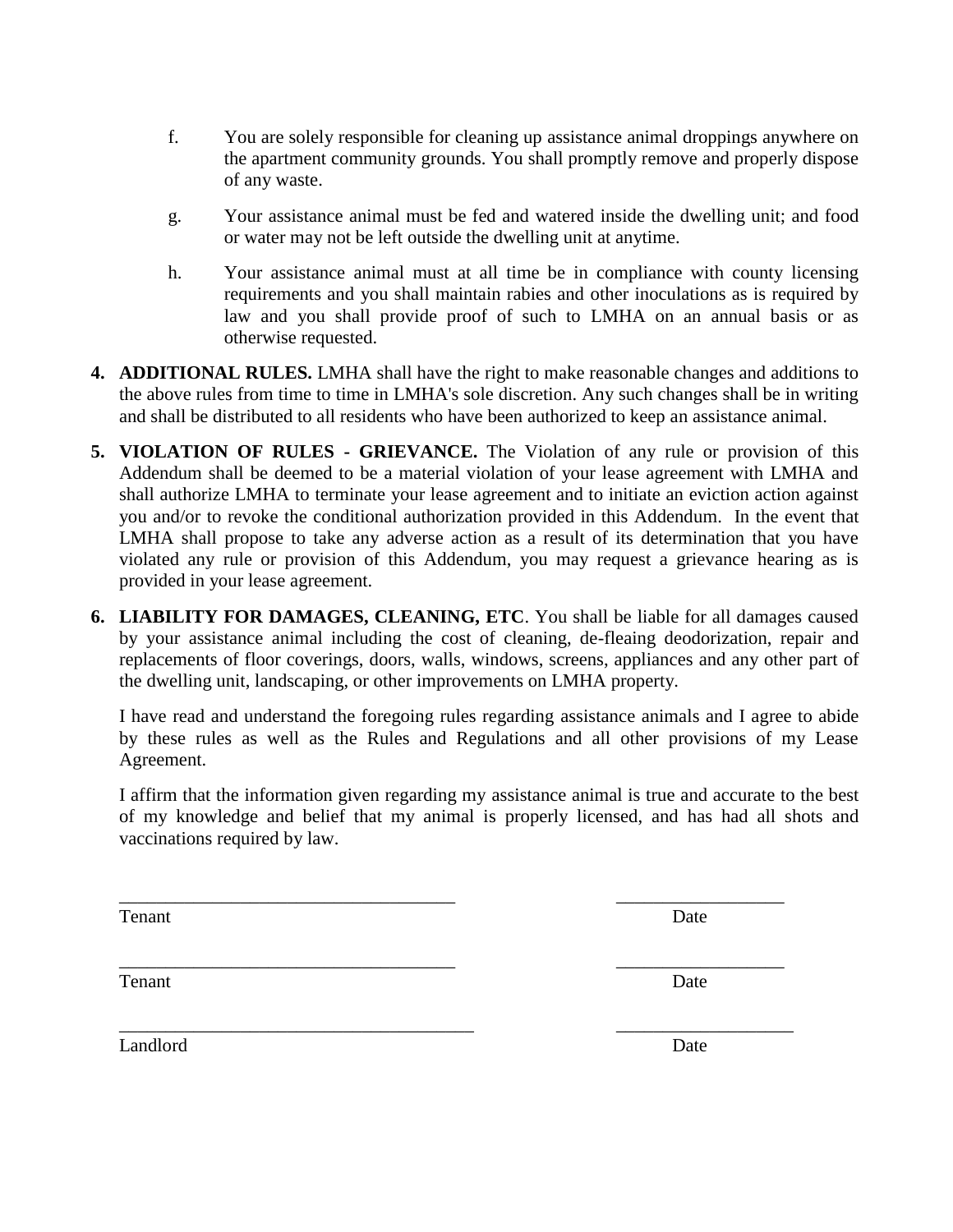f. You are solely responsible for cleaning up assistance animal droppings anywhere on the apartment community grounds. You shall promptly remove and properly dispose of any waste.

g. Your assistance animal must be fed and watered inside the dwelling unit; and food or water may not be left outside the dwelling unit at anytime.

h. Your assistance animal must at all time be in compliance with county licensing requirements and you shall maintain rabies and other inoculations as is required by law and you shall provide proof of such to LMHA on an annual basis or as otherwise requested.

4. **ADDITIONAL RULES.** LMHA shall have the right to make reasonable changes and additions to the above rules from time to time in LMHA's sole discretion. Any such changes shall be in writing and shall be distributed to all residents who have been authorized to keep an assistance animal.

5. **VIOLATION OF RULES - GRIEVANCE.** The Violation of any rule or provision of this Addendum shall be deemed to be a material violation of your lease agreement with LMHA and shall authorize LMHA to terminate your lease agreement and to initiate an eviction action against you and/or to revoke the conditional authorization provided in this Addendum. In the event that LMHA shall propose to take any adverse action as a result of its determination that you have violated any rule or provision of this Addendum, you may request a grievance hearing as is provided in your lease agreement.

6. **LIABILITY FOR DAMAGES, CLEANING, ETC**. You shall be liable for all damages caused by your assistance animal including the cost of cleaning, de-fleaing deodorization, repair and replacements of floor coverings, doors, walls, windows, screens, appliances and any other part of the dwelling unit, landscaping, or other improvements on LMHA property.

   I have read and understand the foregoing rules regarding assistance animals and I agree to abide by these rules as well as the Rules and Regulations and all other provisions of my Lease Agreement.

   I affirm that the information given regarding my assistance animal is true and accurate to the best of my knowledge and belief that my animal is properly licensed, and has had all shots and vaccinations required by law.

___________________________________ ___________________
Tenant Date

___________________________________ ___________________
Tenant Date

_____________________________________ ____________________
Landlord Date